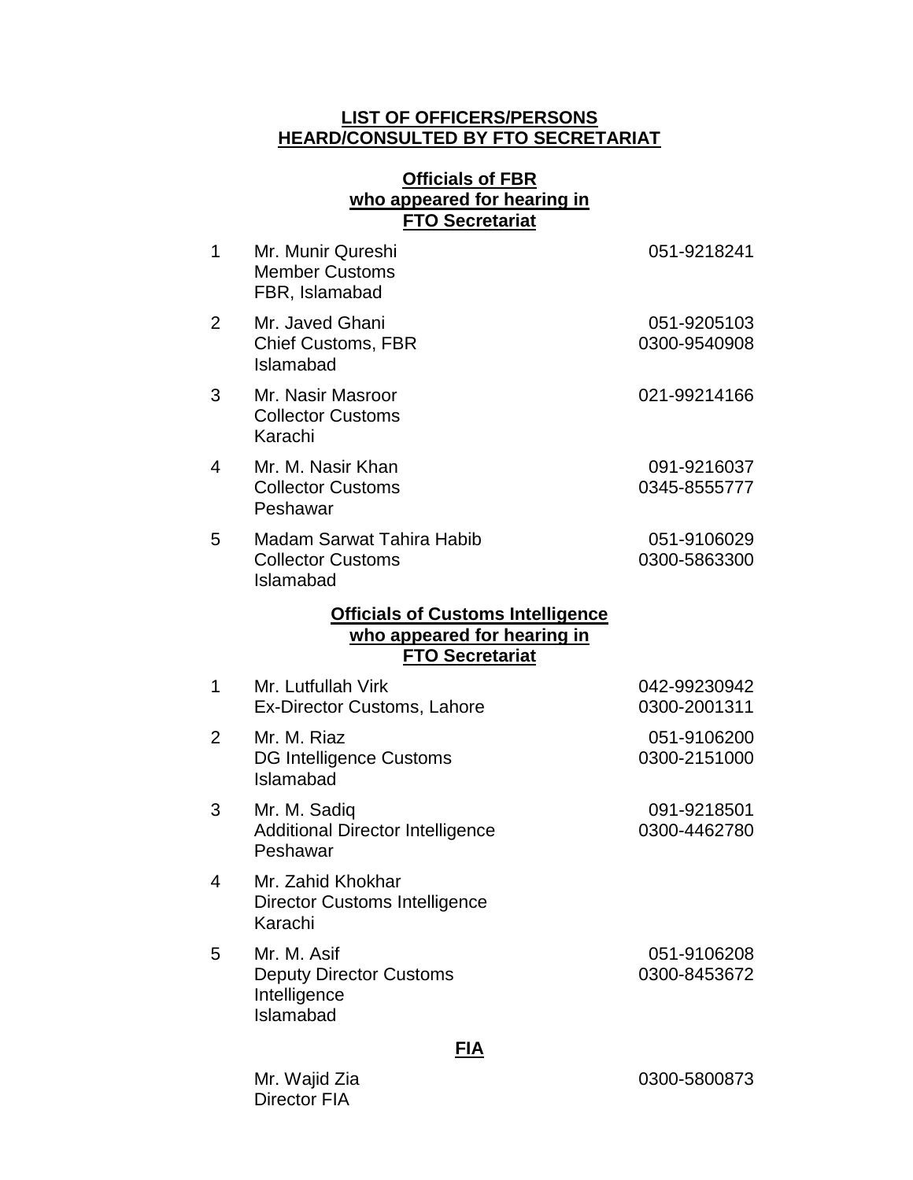# LIST OF OFFICERS/PERSONS HEARD/CONSULTED BY FTO SECRETARIAT

## Officials of FBR who appeared for hearing in FTO Secretariat

| No. | Name / Designation | Contact |
|---|---|---|
| 1 | Mr. Munir Qureshi<br>Member Customs<br>FBR, Islamabad | 051-9218241 |
| 2 | Mr. Javed Ghani<br>Chief Customs, FBR<br>Islamabad | 051-9205103<br>0300-9540908 |
| 3 | Mr. Nasir Masroor<br>Collector Customs<br>Karachi | 021-99214166 |
| 4 | Mr. M. Nasir Khan<br>Collector Customs<br>Peshawar | 091-9216037<br>0345-8555777 |
| 5 | Madam Sarwat Tahira Habib<br>Collector Customs<br>Islamabad | 051-9106029<br>0300-5863300 |

## Officials of Customs Intelligence who appeared for hearing in FTO Secretariat

| No. | Name / Designation | Contact |
|---|---|---|
| 1 | Mr. Lutfullah Virk<br>Ex-Director Customs, Lahore | 042-99230942<br>0300-2001311 |
| 2 | Mr. M. Riaz<br>DG Intelligence Customs<br>Islamabad | 051-9106200<br>0300-2151000 |
| 3 | Mr. M. Sadiq<br>Additional Director Intelligence<br>Peshawar | 091-9218501<br>0300-4462780 |
| 4 | Mr. Zahid Khokhar<br>Director Customs Intelligence<br>Karachi | |
| 5 | Mr. M. Asif<br>Deputy Director Customs Intelligence<br>Islamabad | 051-9106208<br>0300-8453672 |

## FIA

| Name / Designation | Contact |
|---|---|
| Mr. Wajid Zia<br>Director FIA | 0300-5800873 |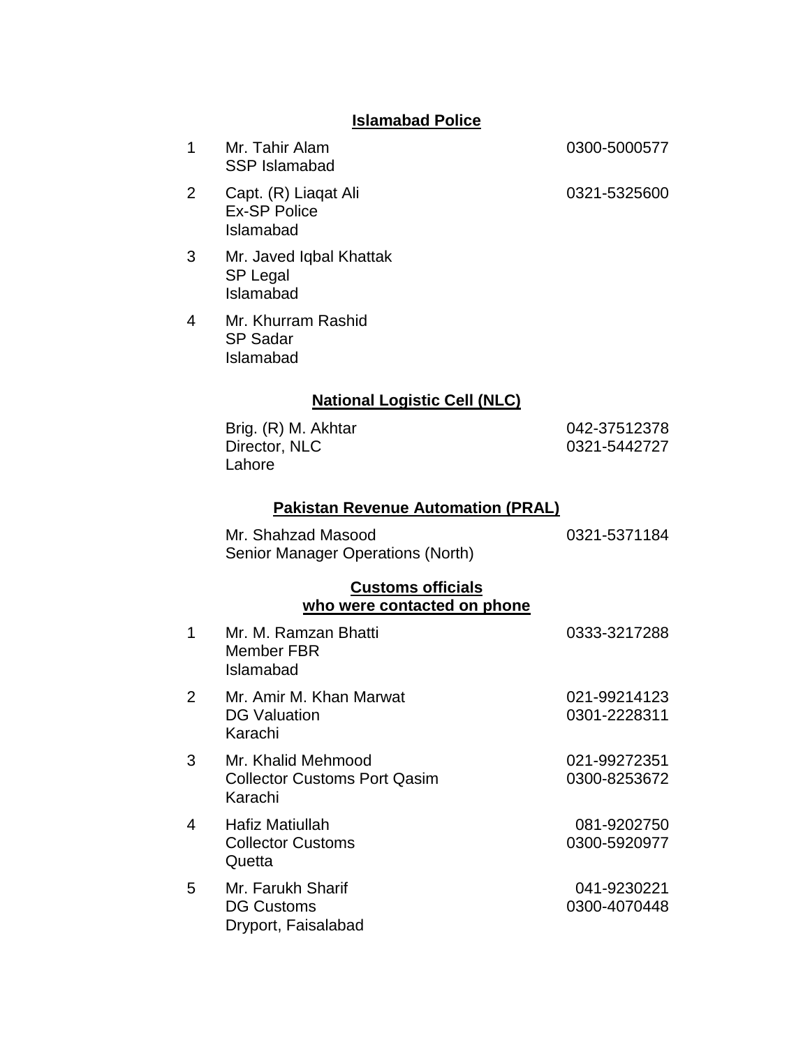**Islamabad Police**

| | | |
|---|---|---|
| 1 | Mr. Tahir Alam<br>SSP Islamabad | 0300-5000577 |
| 2 | Capt. (R) Liaqat Ali<br>Ex-SP Police<br>Islamabad | 0321-5325600 |
| 3 | Mr. Javed Iqbal Khattak<br>SP Legal<br>Islamabad | |
| 4 | Mr. Khurram Rashid<br>SP Sadar<br>Islamabad | |

**National Logistic Cell (NLC)**

| | |
|---|---|
| Brig. (R) M. Akhtar<br>Director, NLC<br>Lahore | 042-37512378<br>0321-5442727 |

**Pakistan Revenue Automation (PRAL)**

| | |
|---|---|
| Mr. Shahzad Masood<br>Senior Manager Operations (North) | 0321-5371184 |

**Customs officials who were contacted on phone**

| | | |
|---|---|---|
| 1 | Mr. M. Ramzan Bhatti<br>Member FBR<br>Islamabad | 0333-3217288 |
| 2 | Mr. Amir M. Khan Marwat<br>DG Valuation<br>Karachi | 021-99214123<br>0301-2228311 |
| 3 | Mr. Khalid Mehmood<br>Collector Customs Port Qasim<br>Karachi | 021-99272351<br>0300-8253672 |
| 4 | Hafiz Matiullah<br>Collector Customs<br>Quetta | 081-9202750<br>0300-5920977 |
| 5 | Mr. Farukh Sharif<br>DG Customs<br>Dryport, Faisalabad | 041-9230221<br>0300-4070448 |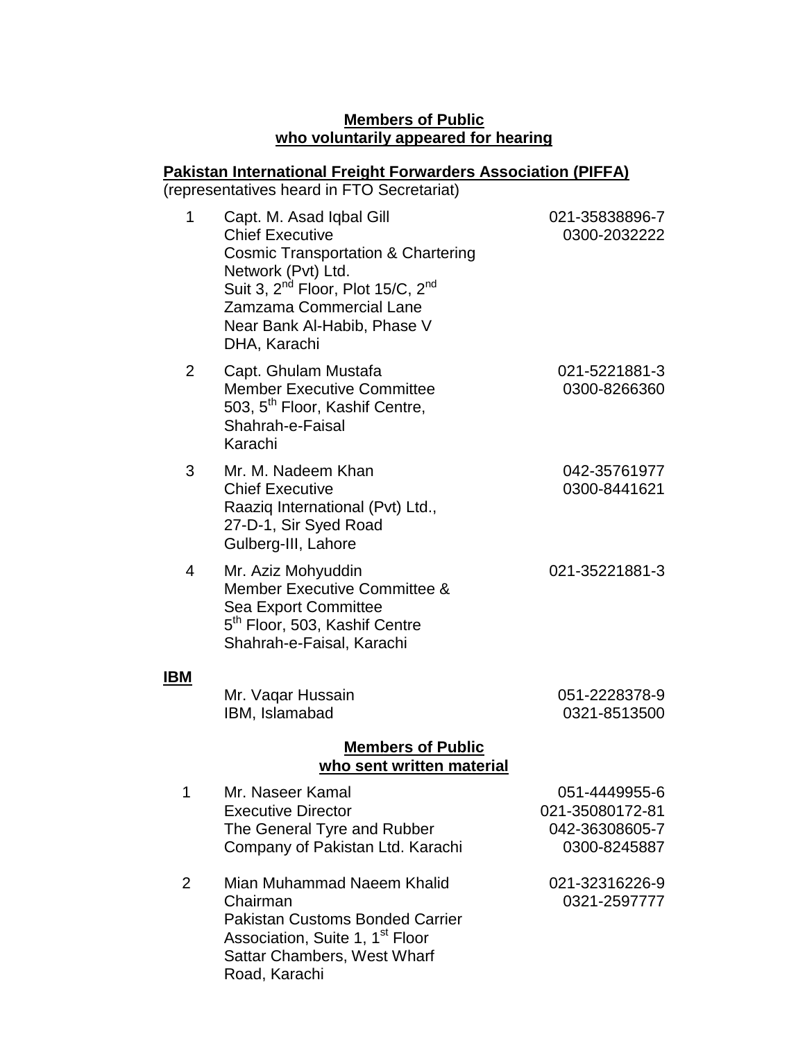## Members of Public who voluntarily appeared for hearing

### Pakistan International Freight Forwarders Association (PIFFA)

(representatives heard in FTO Secretariat)

| No. | Name / Address | Phone |
|---|---|---|
| 1 | Capt. M. Asad Iqbal Gill<br>Chief Executive<br>Cosmic Transportation & Chartering Network (Pvt) Ltd.<br>Suit 3, 2nd Floor, Plot 15/C, 2nd Zamzama Commercial Lane<br>Near Bank Al-Habib, Phase V<br>DHA, Karachi | 021-35838896-7<br>0300-2032222 |
| 2 | Capt. Ghulam Mustafa<br>Member Executive Committee<br>503, 5th Floor, Kashif Centre,<br>Shahrah-e-Faisal<br>Karachi | 021-5221881-3<br>0300-8266360 |
| 3 | Mr. M. Nadeem Khan<br>Chief Executive<br>Raaziq International (Pvt) Ltd.,<br>27-D-1, Sir Syed Road<br>Gulberg-III, Lahore | 042-35761977<br>0300-8441621 |
| 4 | Mr. Aziz Mohyuddin<br>Member Executive Committee &<br>Sea Export Committee<br>5th Floor, 503, Kashif Centre<br>Shahrah-e-Faisal, Karachi | 021-35221881-3 |

### IBM

| Name / Address | Phone |
|---|---|
| Mr. Vaqar Hussain<br>IBM, Islamabad | 051-2228378-9<br>0321-8513500 |

## Members of Public who sent written material

| No. | Name / Address | Phone |
|---|---|---|
| 1 | Mr. Naseer Kamal<br>Executive Director<br>The General Tyre and Rubber<br>Company of Pakistan Ltd. Karachi | 051-4449955-6<br>021-35080172-81<br>042-36308605-7<br>0300-8245887 |
| 2 | Mian Muhammad Naeem Khalid<br>Chairman<br>Pakistan Customs Bonded Carrier<br>Association, Suite 1, 1st Floor<br>Sattar Chambers, West Wharf<br>Road, Karachi | 021-32316226-9<br>0321-2597777 |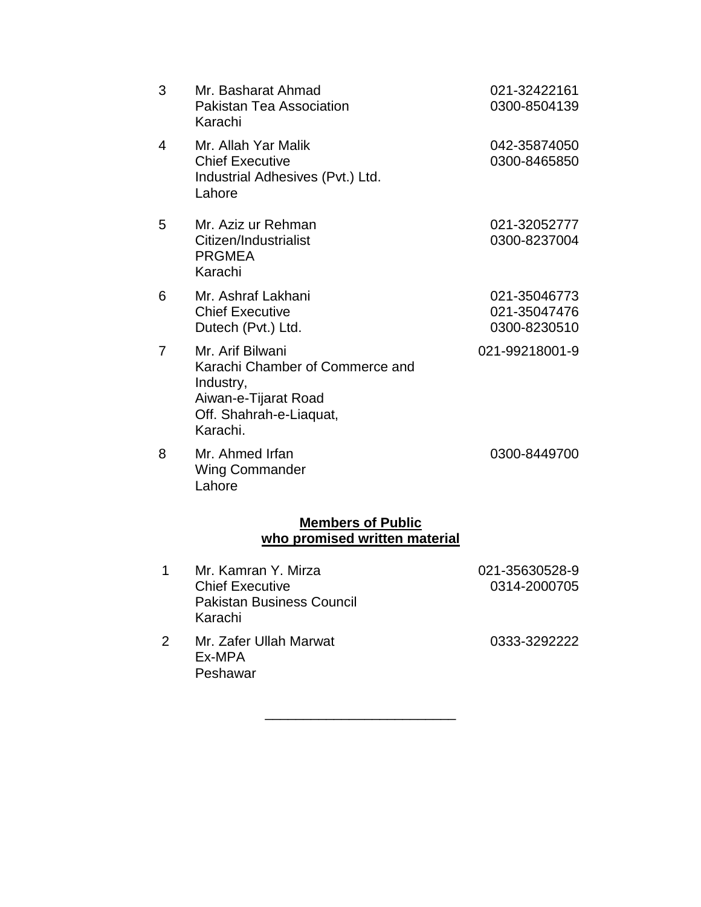| | | |
|---|---|---|
| 3 | Mr. Basharat Ahmad<br>Pakistan Tea Association<br>Karachi | 021-32422161<br>0300-8504139 |
| 4 | Mr. Allah Yar Malik<br>Chief Executive<br>Industrial Adhesives (Pvt.) Ltd.<br>Lahore | 042-35874050<br>0300-8465850 |
| 5 | Mr. Aziz ur Rehman<br>Citizen/Industrialist<br>PRGMEA<br>Karachi | 021-32052777<br>0300-8237004 |
| 6 | Mr. Ashraf Lakhani<br>Chief Executive<br>Dutech (Pvt.) Ltd. | 021-35046773<br>021-35047476<br>0300-8230510 |
| 7 | Mr. Arif Bilwani<br>Karachi Chamber of Commerce and Industry,<br>Aiwan-e-Tijarat Road<br>Off. Shahrah-e-Liaquat,<br>Karachi. | 021-99218001-9 |
| 8 | Mr. Ahmed Irfan<br>Wing Commander<br>Lahore | 0300-8449700 |

**Members of Public**
**who promised written material**

| | | |
|---|---|---|
| 1 | Mr. Kamran Y. Mirza<br>Chief Executive<br>Pakistan Business Council<br>Karachi | 021-35630528-9<br>0314-2000705 |
| 2 | Mr. Zafer Ullah Marwat<br>Ex-MPA<br>Peshawar | 0333-3292222 |

\_\_\_\_\_\_\_\_\_\_\_\_\_\_\_\_\_\_\_\_\_\_\_\_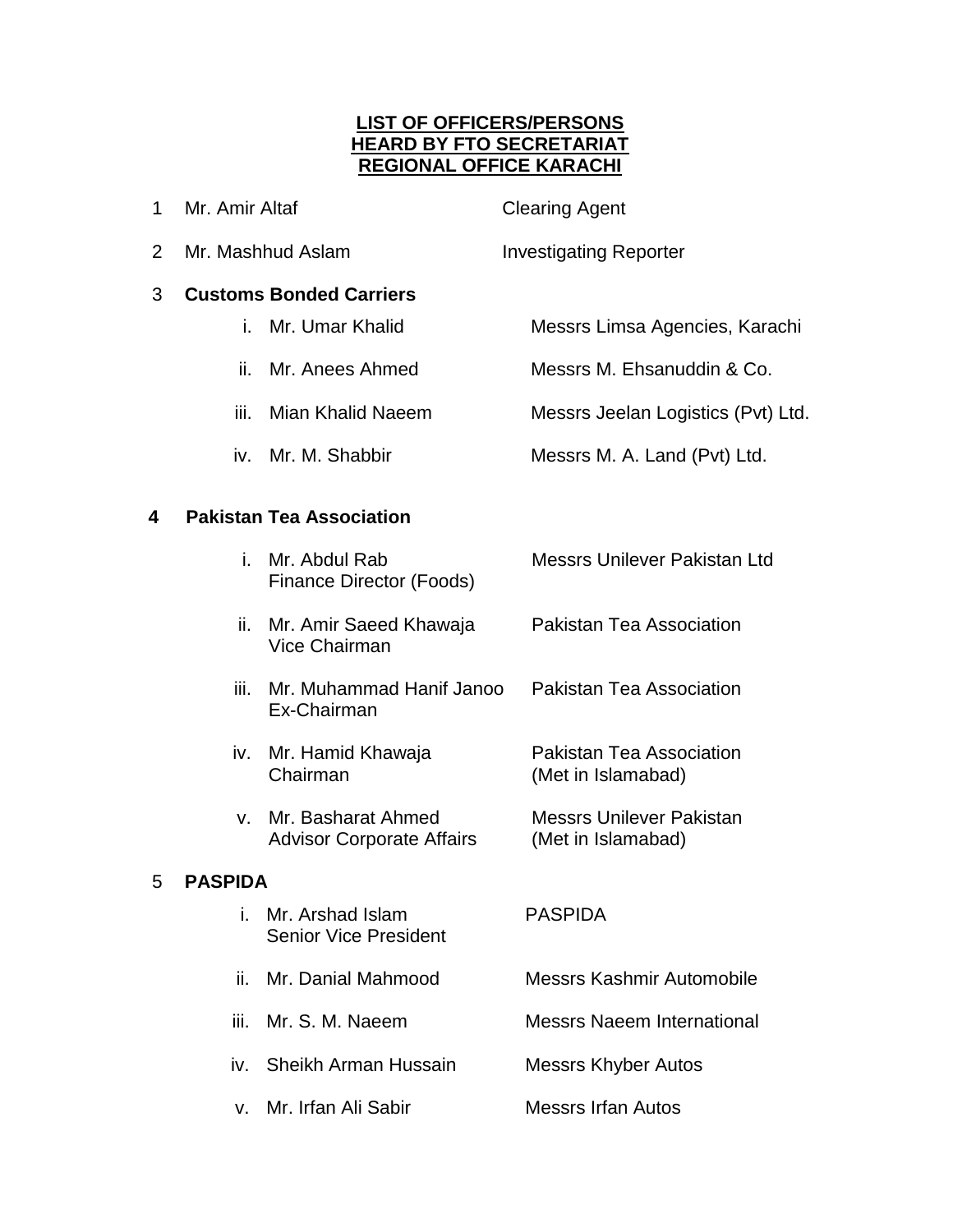**<u>LIST OF OFFICERS/PERSONS</u>**
**<u>HEARD BY FTO SECRETARIAT</u>**
**<u>REGIONAL OFFICE KARACHI</u>**

1 Mr. Amir Altaf — Clearing Agent

2 Mr. Mashhud Aslam — Investigating Reporter

3 **Customs Bonded Carriers**

| | Name | Organization |
|---|---|---|
| i. | Mr. Umar Khalid | Messrs Limsa Agencies, Karachi |
| ii. | Mr. Anees Ahmed | Messrs M. Ehsanuddin & Co. |
| iii. | Mian Khalid Naeem | Messrs Jeelan Logistics (Pvt) Ltd. |
| iv. | Mr. M. Shabbir | Messrs M. A. Land (Pvt) Ltd. |

**4 Pakistan Tea Association**

| | Name | Organization |
|---|---|---|
| i. | Mr. Abdul Rab<br>Finance Director (Foods) | Messrs Unilever Pakistan Ltd |
| ii. | Mr. Amir Saeed Khawaja<br>Vice Chairman | Pakistan Tea Association |
| iii. | Mr. Muhammad Hanif Janoo<br>Ex-Chairman | Pakistan Tea Association |
| iv. | Mr. Hamid Khawaja<br>Chairman | Pakistan Tea Association<br>(Met in Islamabad) |
| v. | Mr. Basharat Ahmed<br>Advisor Corporate Affairs | Messrs Unilever Pakistan<br>(Met in Islamabad) |

5 **PASPIDA**

| | Name | Organization |
|---|---|---|
| i. | Mr. Arshad Islam<br>Senior Vice President | PASPIDA |
| ii. | Mr. Danial Mahmood | Messrs Kashmir Automobile |
| iii. | Mr. S. M. Naeem | Messrs Naeem International |
| iv. | Sheikh Arman Hussain | Messrs Khyber Autos |
| v. | Mr. Irfan Ali Sabir | Messrs Irfan Autos |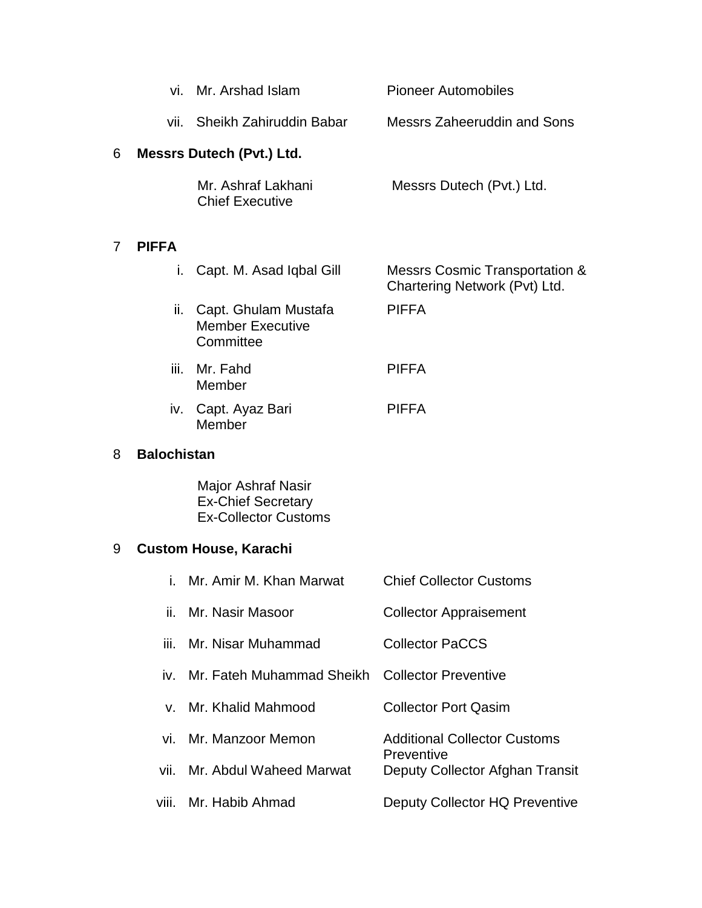| | | |
|---|---|---|
| vi. | Mr. Arshad Islam | Pioneer Automobiles |
| vii. | Sheikh Zahiruddin Babar | Messrs Zaheeruddin and Sons |

6 **Messrs Dutech (Pvt.) Ltd.**

| | |
|---|---|
| Mr. Ashraf Lakhani<br>Chief Executive | Messrs Dutech (Pvt.) Ltd. |

7 **PIFFA**

| | | |
|---|---|---|
| i. | Capt. M. Asad Iqbal Gill | Messrs Cosmic Transportation & Chartering Network (Pvt) Ltd. |
| ii. | Capt. Ghulam Mustafa<br>Member Executive Committee | PIFFA |
| iii. | Mr. Fahd<br>Member | PIFFA |
| iv. | Capt. Ayaz Bari<br>Member | PIFFA |

8 **Balochistan**

Major Ashraf Nasir
Ex-Chief Secretary
Ex-Collector Customs

9 **Custom House, Karachi**

| | | |
|---|---|---|
| i. | Mr. Amir M. Khan Marwat | Chief Collector Customs |
| ii. | Mr. Nasir Masoor | Collector Appraisement |
| iii. | Mr. Nisar Muhammad | Collector PaCCS |
| iv. | Mr. Fateh Muhammad Sheikh | Collector Preventive |
| v. | Mr. Khalid Mahmood | Collector Port Qasim |
| vi. | Mr. Manzoor Memon | Additional Collector Customs Preventive |
| vii. | Mr. Abdul Waheed Marwat | Deputy Collector Afghan Transit |
| viii. | Mr. Habib Ahmad | Deputy Collector HQ Preventive |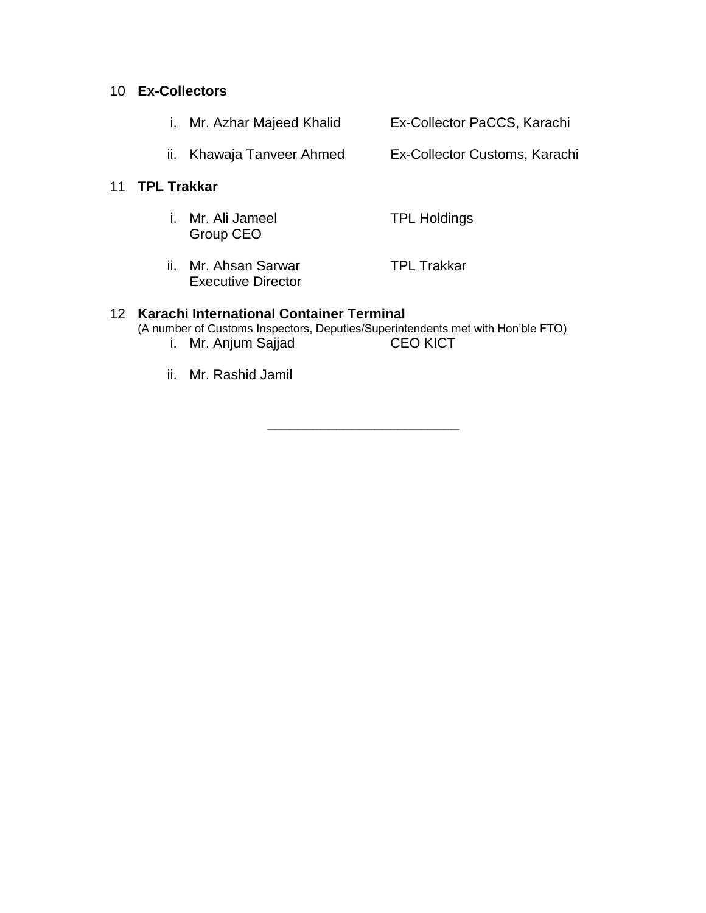10 **Ex-Collectors**

| | | |
|---|---|---|
| i. | Mr. Azhar Majeed Khalid | Ex-Collector PaCCS, Karachi |
| ii. | Khawaja Tanveer Ahmed | Ex-Collector Customs, Karachi |

11 **TPL Trakkar**

| | | |
|---|---|---|
| i. | Mr. Ali Jameel<br>Group CEO | TPL Holdings |
| ii. | Mr. Ahsan Sarwar<br>Executive Director | TPL Trakkar |

12 **Karachi International Container Terminal**

(A number of Customs Inspectors, Deputies/Superintendents met with Hon'ble FTO)

| | | |
|---|---|---|
| i. | Mr. Anjum Sajjad | CEO KICT |
| ii. | Mr. Rashid Jamil | |

________________________